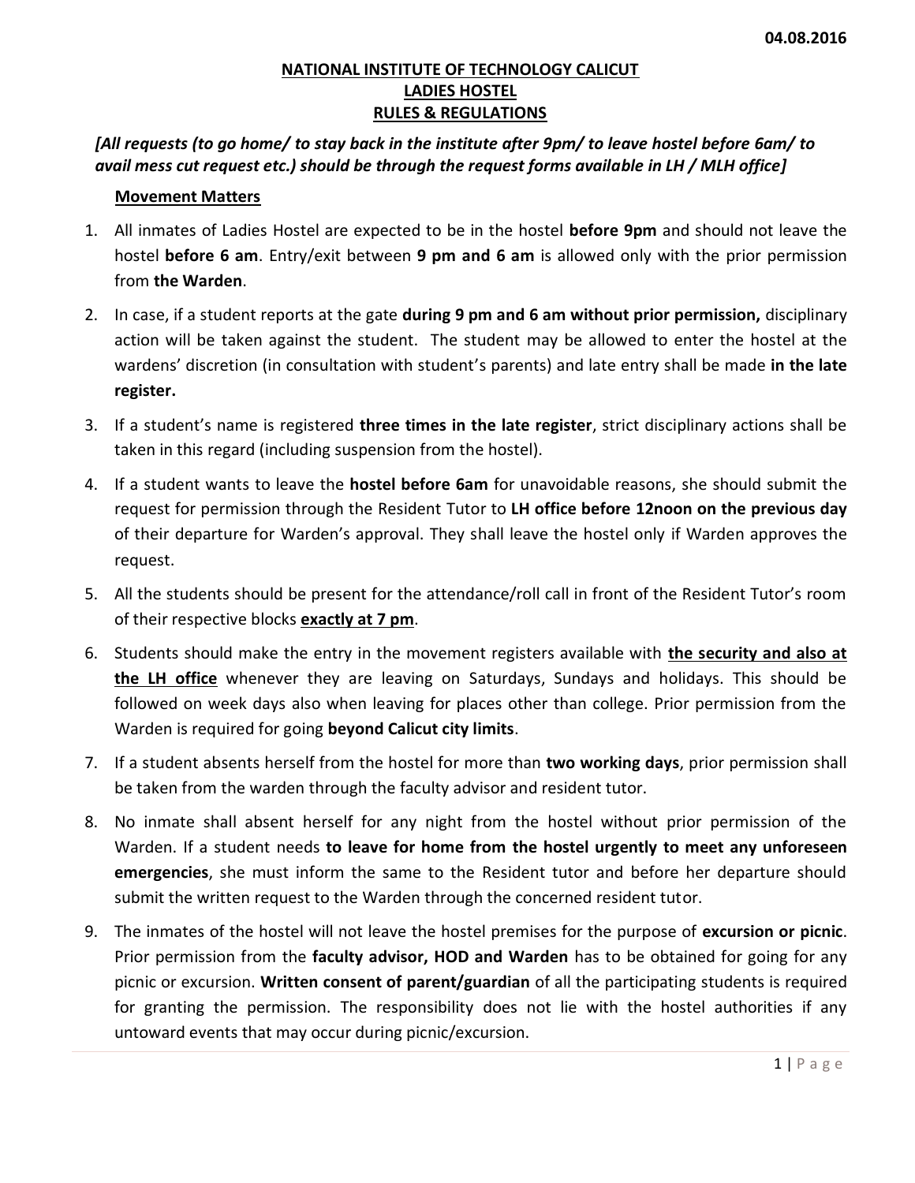04.08.2016

# NATIONAL INSTITUTE OF TECHNOLOGY CALICUT
## LADIES HOSTEL
## RULES & REGULATIONS

***[All requests (to go home/ to stay back in the institute after 9pm/ to leave hostel before 6am/ to avail mess cut request etc.) should be through the request forms available in LH / MLH office]***

### Movement Matters

1. All inmates of Ladies Hostel are expected to be in the hostel **before 9pm** and should not leave the hostel **before 6 am**. Entry/exit between **9 pm and 6 am** is allowed only with the prior permission from **the Warden**.
2. In case, if a student reports at the gate **during 9 pm and 6 am without prior permission,** disciplinary action will be taken against the student. The student may be allowed to enter the hostel at the wardens' discretion (in consultation with student's parents) and late entry shall be made **in the late register.**
3. If a student's name is registered **three times in the late register**, strict disciplinary actions shall be taken in this regard (including suspension from the hostel).
4. If a student wants to leave the **hostel before 6am** for unavoidable reasons, she should submit the request for permission through the Resident Tutor to **LH office before 12noon on the previous day** of their departure for Warden's approval. They shall leave the hostel only if Warden approves the request.
5. All the students should be present for the attendance/roll call in front of the Resident Tutor's room of their respective blocks **exactly at 7 pm**.
6. Students should make the entry in the movement registers available with **the security and also at the LH office** whenever they are leaving on Saturdays, Sundays and holidays. This should be followed on week days also when leaving for places other than college. Prior permission from the Warden is required for going **beyond Calicut city limits**.
7. If a student absents herself from the hostel for more than **two working days**, prior permission shall be taken from the warden through the faculty advisor and resident tutor.
8. No inmate shall absent herself for any night from the hostel without prior permission of the Warden. If a student needs **to leave for home from the hostel urgently to meet any unforeseen emergencies**, she must inform the same to the Resident tutor and before her departure should submit the written request to the Warden through the concerned resident tutor.
9. The inmates of the hostel will not leave the hostel premises for the purpose of **excursion or picnic**. Prior permission from the **faculty advisor, HOD and Warden** has to be obtained for going for any picnic or excursion. **Written consent of parent/guardian** of all the participating students is required for granting the permission. The responsibility does not lie with the hostel authorities if any untoward events that may occur during picnic/excursion.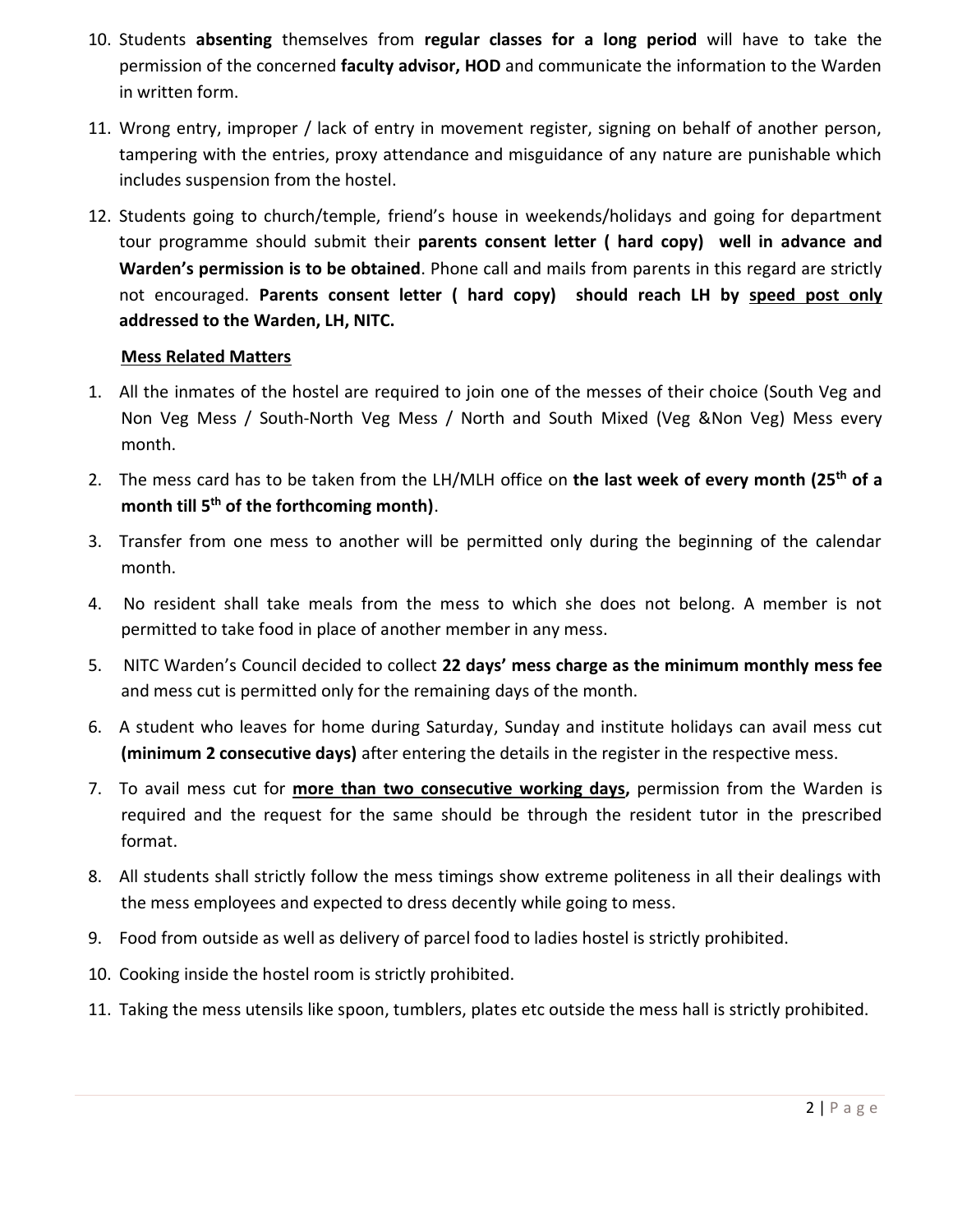10. Students **absenting** themselves from **regular classes for a long period** will have to take the permission of the concerned **faculty advisor, HOD** and communicate the information to the Warden in written form.

11. Wrong entry, improper / lack of entry in movement register, signing on behalf of another person, tampering with the entries, proxy attendance and misguidance of any nature are punishable which includes suspension from the hostel.

12. Students going to church/temple, friend's house in weekends/holidays and going for department tour programme should submit their **parents consent letter ( hard copy) well in advance and Warden's permission is to be obtained**. Phone call and mails from parents in this regard are strictly not encouraged. **Parents consent letter ( hard copy) should reach LH by <u>speed post only</u> addressed to the Warden, LH, NITC.**

**<u>Mess Related Matters</u>**

1. All the inmates of the hostel are required to join one of the messes of their choice (South Veg and Non Veg Mess / South-North Veg Mess / North and South Mixed (Veg &Non Veg) Mess every month.

2. The mess card has to be taken from the LH/MLH office on **the last week of every month (25th of a month till 5th of the forthcoming month)**.

3. Transfer from one mess to another will be permitted only during the beginning of the calendar month.

4. No resident shall take meals from the mess to which she does not belong. A member is not permitted to take food in place of another member in any mess.

5. NITC Warden's Council decided to collect **22 days' mess charge as the minimum monthly mess fee** and mess cut is permitted only for the remaining days of the month.

6. A student who leaves for home during Saturday, Sunday and institute holidays can avail mess cut **(minimum 2 consecutive days)** after entering the details in the register in the respective mess.

7. To avail mess cut for **<u>more than two consecutive working days</u>,** permission from the Warden is required and the request for the same should be through the resident tutor in the prescribed format.

8. All students shall strictly follow the mess timings show extreme politeness in all their dealings with the mess employees and expected to dress decently while going to mess.

9. Food from outside as well as delivery of parcel food to ladies hostel is strictly prohibited.

10. Cooking inside the hostel room is strictly prohibited.

11. Taking the mess utensils like spoon, tumblers, plates etc outside the mess hall is strictly prohibited.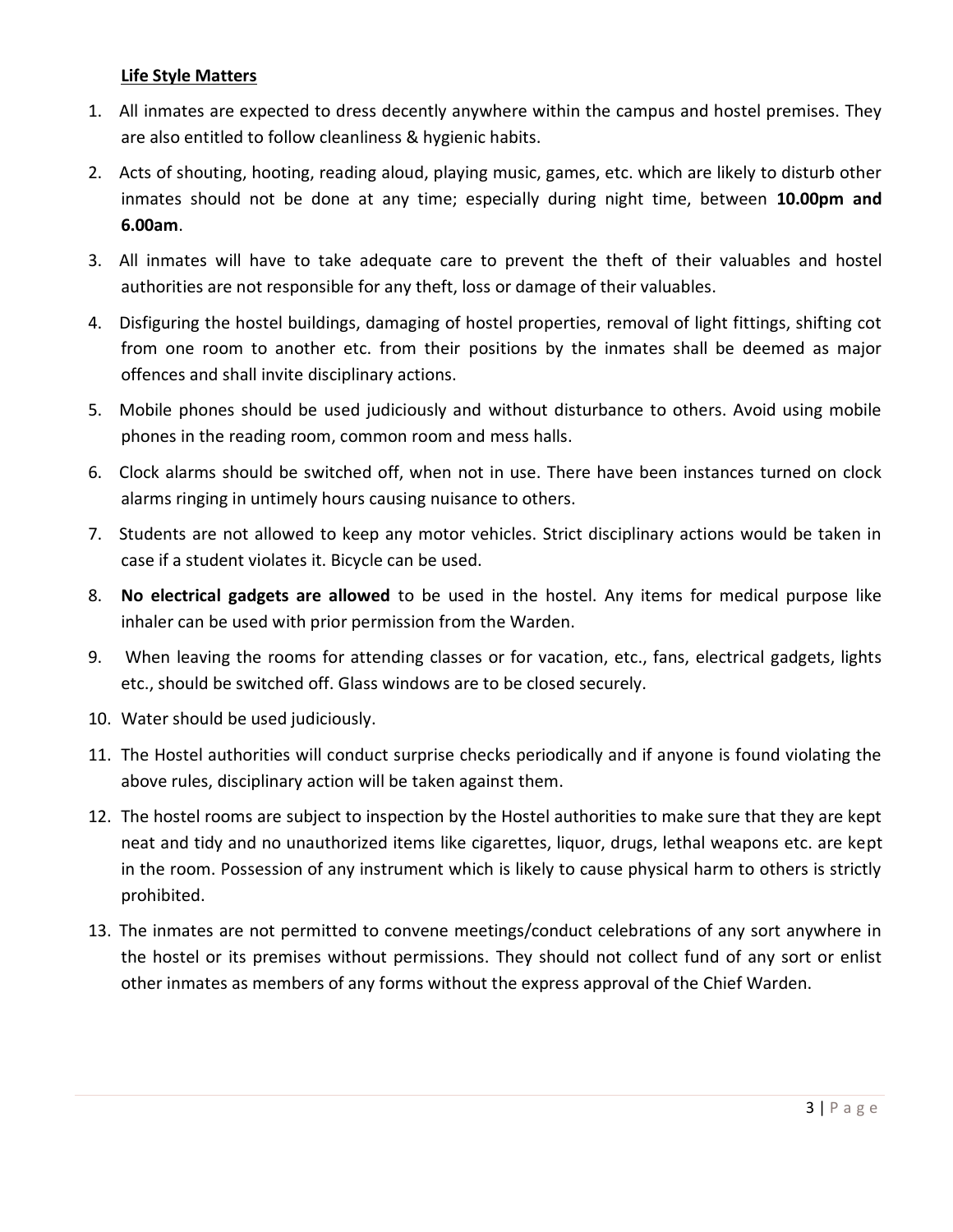## Life Style Matters

1. All inmates are expected to dress decently anywhere within the campus and hostel premises. They are also entitled to follow cleanliness & hygienic habits.
2. Acts of shouting, hooting, reading aloud, playing music, games, etc. which are likely to disturb other inmates should not be done at any time; especially during night time, between **10.00pm and 6.00am**.
3. All inmates will have to take adequate care to prevent the theft of their valuables and hostel authorities are not responsible for any theft, loss or damage of their valuables.
4. Disfiguring the hostel buildings, damaging of hostel properties, removal of light fittings, shifting cot from one room to another etc. from their positions by the inmates shall be deemed as major offences and shall invite disciplinary actions.
5. Mobile phones should be used judiciously and without disturbance to others. Avoid using mobile phones in the reading room, common room and mess halls.
6. Clock alarms should be switched off, when not in use. There have been instances turned on clock alarms ringing in untimely hours causing nuisance to others.
7. Students are not allowed to keep any motor vehicles. Strict disciplinary actions would be taken in case if a student violates it. Bicycle can be used.
8. **No electrical gadgets are allowed** to be used in the hostel. Any items for medical purpose like inhaler can be used with prior permission from the Warden.
9. When leaving the rooms for attending classes or for vacation, etc., fans, electrical gadgets, lights etc., should be switched off. Glass windows are to be closed securely.
10. Water should be used judiciously.
11. The Hostel authorities will conduct surprise checks periodically and if anyone is found violating the above rules, disciplinary action will be taken against them.
12. The hostel rooms are subject to inspection by the Hostel authorities to make sure that they are kept neat and tidy and no unauthorized items like cigarettes, liquor, drugs, lethal weapons etc. are kept in the room. Possession of any instrument which is likely to cause physical harm to others is strictly prohibited.
13. The inmates are not permitted to convene meetings/conduct celebrations of any sort anywhere in the hostel or its premises without permissions. They should not collect fund of any sort or enlist other inmates as members of any forms without the express approval of the Chief Warden.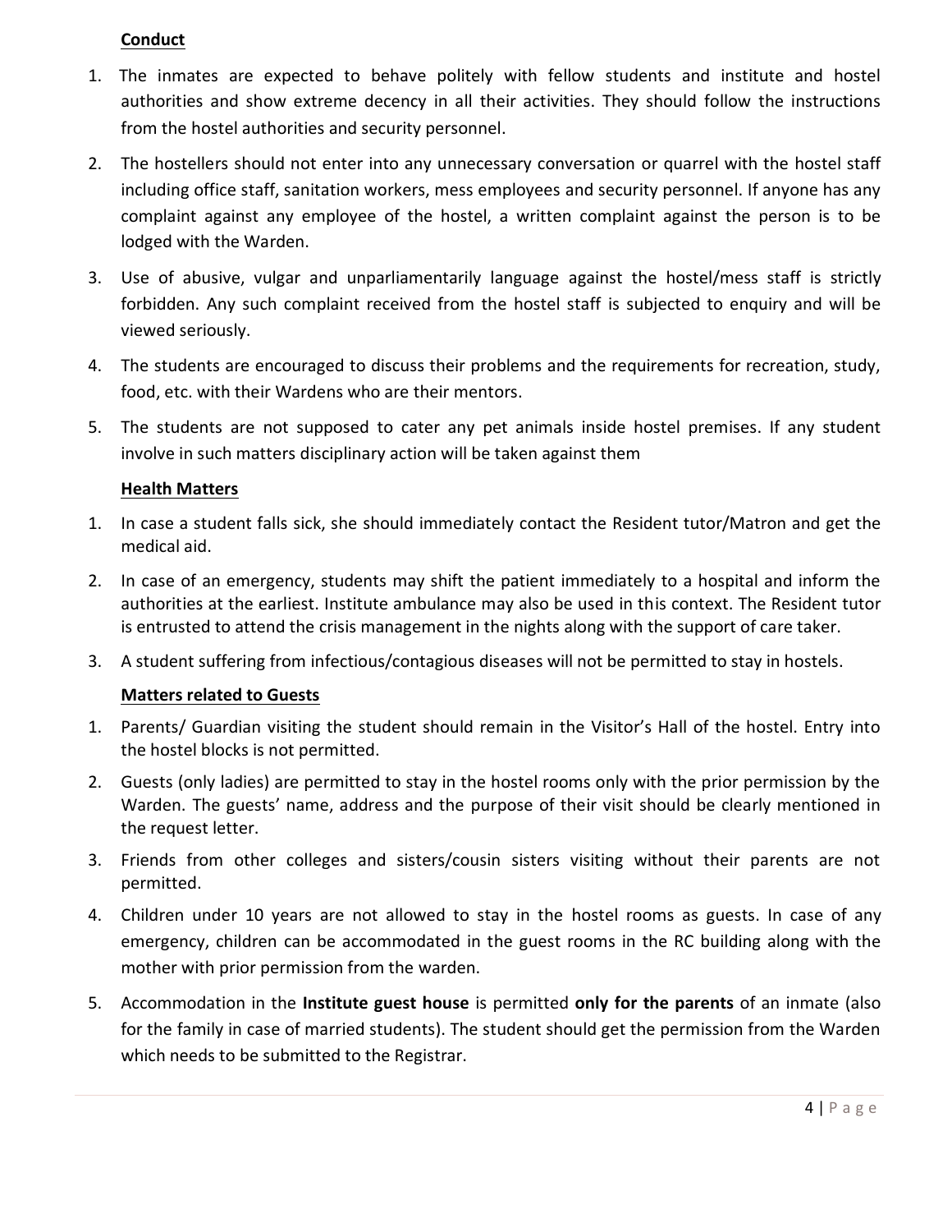**Conduct**

1. The inmates are expected to behave politely with fellow students and institute and hostel authorities and show extreme decency in all their activities. They should follow the instructions from the hostel authorities and security personnel.
2. The hostellers should not enter into any unnecessary conversation or quarrel with the hostel staff including office staff, sanitation workers, mess employees and security personnel. If anyone has any complaint against any employee of the hostel, a written complaint against the person is to be lodged with the Warden.
3. Use of abusive, vulgar and unparliamentarily language against the hostel/mess staff is strictly forbidden. Any such complaint received from the hostel staff is subjected to enquiry and will be viewed seriously.
4. The students are encouraged to discuss their problems and the requirements for recreation, study, food, etc. with their Wardens who are their mentors.
5. The students are not supposed to cater any pet animals inside hostel premises. If any student involve in such matters disciplinary action will be taken against them

**Health Matters**

1. In case a student falls sick, she should immediately contact the Resident tutor/Matron and get the medical aid.
2. In case of an emergency, students may shift the patient immediately to a hospital and inform the authorities at the earliest. Institute ambulance may also be used in this context. The Resident tutor is entrusted to attend the crisis management in the nights along with the support of care taker.
3. A student suffering from infectious/contagious diseases will not be permitted to stay in hostels.

**Matters related to Guests**

1. Parents/ Guardian visiting the student should remain in the Visitor's Hall of the hostel. Entry into the hostel blocks is not permitted.
2. Guests (only ladies) are permitted to stay in the hostel rooms only with the prior permission by the Warden. The guests' name, address and the purpose of their visit should be clearly mentioned in the request letter.
3. Friends from other colleges and sisters/cousin sisters visiting without their parents are not permitted.
4. Children under 10 years are not allowed to stay in the hostel rooms as guests. In case of any emergency, children can be accommodated in the guest rooms in the RC building along with the mother with prior permission from the warden.
5. Accommodation in the **Institute guest house** is permitted **only for the parents** of an inmate (also for the family in case of married students). The student should get the permission from the Warden which needs to be submitted to the Registrar.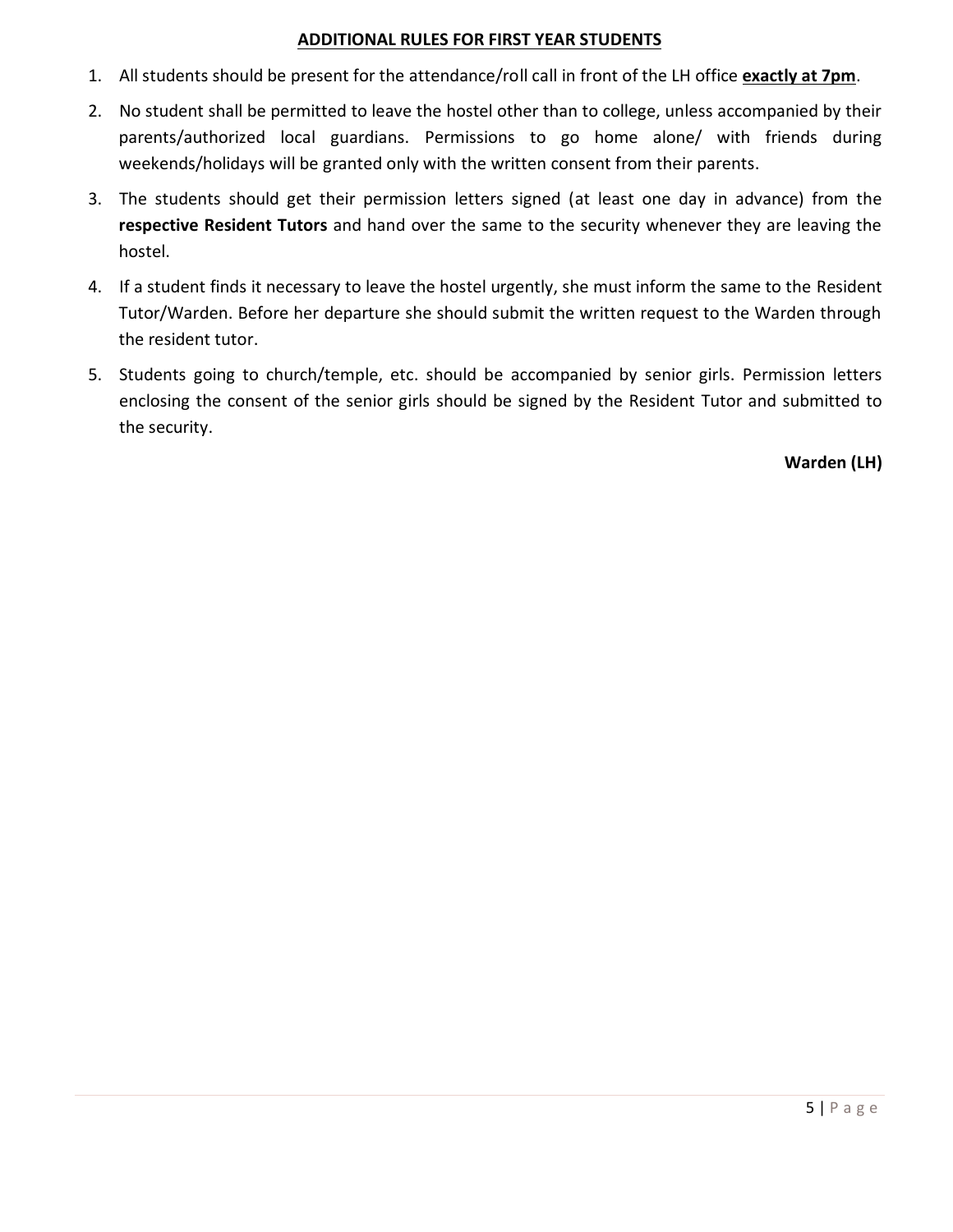## <u>ADDITIONAL RULES FOR FIRST YEAR STUDENTS</u>

1. All students should be present for the attendance/roll call in front of the LH office **<u>exactly at 7pm</u>**.
2. No student shall be permitted to leave the hostel other than to college, unless accompanied by their parents/authorized local guardians. Permissions to go home alone/ with friends during weekends/holidays will be granted only with the written consent from their parents.
3. The students should get their permission letters signed (at least one day in advance) from the **respective Resident Tutors** and hand over the same to the security whenever they are leaving the hostel.
4. If a student finds it necessary to leave the hostel urgently, she must inform the same to the Resident Tutor/Warden. Before her departure she should submit the written request to the Warden through the resident tutor.
5. Students going to church/temple, etc. should be accompanied by senior girls. Permission letters enclosing the consent of the senior girls should be signed by the Resident Tutor and submitted to the security.

**Warden (LH)**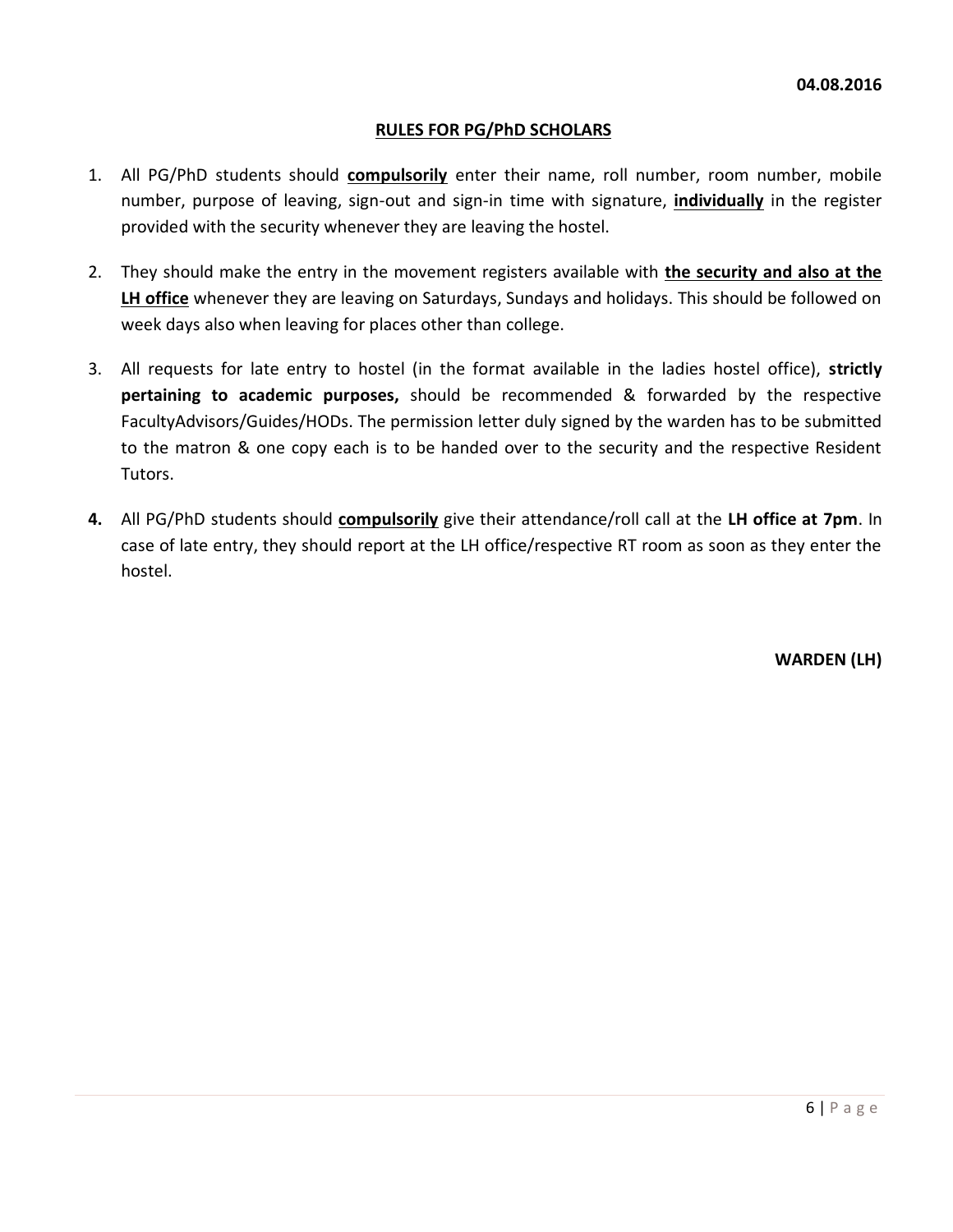**04.08.2016**

## RULES FOR PG/PhD SCHOLARS

1. All PG/PhD students should **compulsorily** enter their name, roll number, room number, mobile number, purpose of leaving, sign-out and sign-in time with signature, **individually** in the register provided with the security whenever they are leaving the hostel.

2. They should make the entry in the movement registers available with **the security and also at the LH office** whenever they are leaving on Saturdays, Sundays and holidays. This should be followed on week days also when leaving for places other than college.

3. All requests for late entry to hostel (in the format available in the ladies hostel office), **strictly pertaining to academic purposes,** should be recommended & forwarded by the respective FacultyAdvisors/Guides/HODs. The permission letter duly signed by the warden has to be submitted to the matron & one copy each is to be handed over to the security and the respective Resident Tutors.

4. All PG/PhD students should **compulsorily** give their attendance/roll call at the **LH office at 7pm**. In case of late entry, they should report at the LH office/respective RT room as soon as they enter the hostel.

**WARDEN (LH)**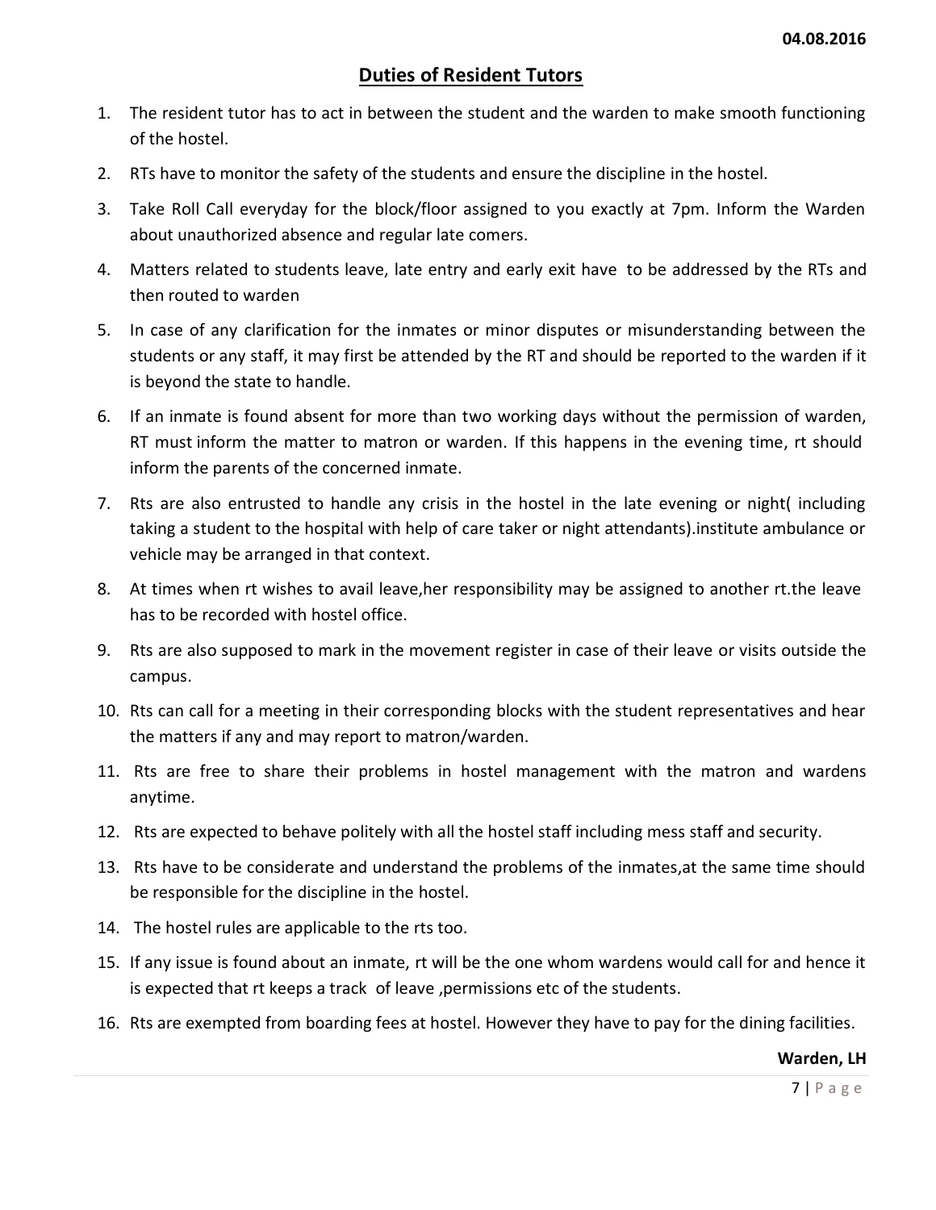04.08.2016

## Duties of Resident Tutors

1. The resident tutor has to act in between the student and the warden to make smooth functioning of the hostel.
2. RTs have to monitor the safety of the students and ensure the discipline in the hostel.
3. Take Roll Call everyday for the block/floor assigned to you exactly at 7pm. Inform the Warden about unauthorized absence and regular late comers.
4. Matters related to students leave, late entry and early exit have to be addressed by the RTs and then routed to warden
5. In case of any clarification for the inmates or minor disputes or misunderstanding between the students or any staff, it may first be attended by the RT and should be reported to the warden if it is beyond the state to handle.
6. If an inmate is found absent for more than two working days without the permission of warden, RT must inform the matter to matron or warden. If this happens in the evening time, rt should inform the parents of the concerned inmate.
7. Rts are also entrusted to handle any crisis in the hostel in the late evening or night( including taking a student to the hospital with help of care taker or night attendants).institute ambulance or vehicle may be arranged in that context.
8. At times when rt wishes to avail leave,her responsibility may be assigned to another rt.the leave has to be recorded with hostel office.
9. Rts are also supposed to mark in the movement register in case of their leave or visits outside the campus.
10. Rts can call for a meeting in their corresponding blocks with the student representatives and hear the matters if any and may report to matron/warden.
11. Rts are free to share their problems in hostel management with the matron and wardens anytime.
12. Rts are expected to behave politely with all the hostel staff including mess staff and security.
13. Rts have to be considerate and understand the problems of the inmates,at the same time should be responsible for the discipline in the hostel.
14. The hostel rules are applicable to the rts too.
15. If any issue is found about an inmate, rt will be the one whom wardens would call for and hence it is expected that rt keeps a track of leave ,permissions etc of the students.
16. Rts are exempted from boarding fees at hostel. However they have to pay for the dining facilities.

**Warden, LH**